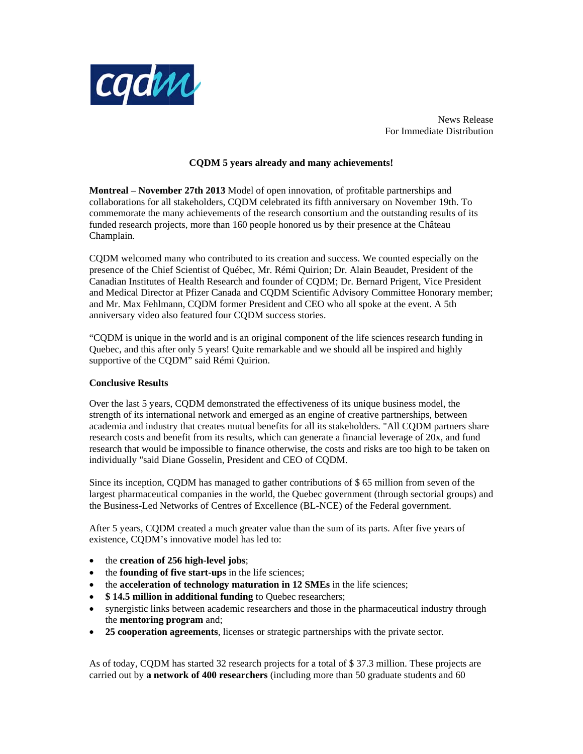News Release
For Immediate Distribution

**CQDM 5 years already and many achievements!**

**Montreal** – **November 27th 2013** Model of open innovation, of profitable partnerships and collaborations for all stakeholders, CQDM celebrated its fifth anniversary on November 19th. To commemorate the many achievements of the research consortium and the outstanding results of its funded research projects, more than 160 people honored us by their presence at the Château Champlain.

CQDM welcomed many who contributed to its creation and success. We counted especially on the presence of the Chief Scientist of Québec, Mr. Rémi Quirion; Dr. Alain Beaudet, President of the Canadian Institutes of Health Research and founder of CQDM; Dr. Bernard Prigent, Vice President and Medical Director at Pfizer Canada and CQDM Scientific Advisory Committee Honorary member; and Mr. Max Fehlmann, CQDM former President and CEO who all spoke at the event. A 5th anniversary video also featured four CQDM success stories.

"CQDM is unique in the world and is an original component of the life sciences research funding in Quebec, and this after only 5 years! Quite remarkable and we should all be inspired and highly supportive of the CQDM" said Rémi Quirion.

**Conclusive Results**

Over the last 5 years, CQDM demonstrated the effectiveness of its unique business model, the strength of its international network and emerged as an engine of creative partnerships, between academia and industry that creates mutual benefits for all its stakeholders. "All CQDM partners share research costs and benefit from its results, which can generate a financial leverage of 20x, and fund research that would be impossible to finance otherwise, the costs and risks are too high to be taken on individually "said Diane Gosselin, President and CEO of CQDM.

Since its inception, CQDM has managed to gather contributions of $ 65 million from seven of the largest pharmaceutical companies in the world, the Quebec government (through sectorial groups) and the Business-Led Networks of Centres of Excellence (BL-NCE) of the Federal government.

After 5 years, CQDM created a much greater value than the sum of its parts. After five years of existence, CQDM's innovative model has led to:

- the **creation of 256 high-level jobs**;
- the **founding of five start-ups** in the life sciences;
- the **acceleration of technology maturation in 12 SMEs** in the life sciences;
- **$ 14.5 million in additional funding** to Quebec researchers;
- synergistic links between academic researchers and those in the pharmaceutical industry through the **mentoring program** and;
- **25 cooperation agreements**, licenses or strategic partnerships with the private sector.

As of today, CQDM has started 32 research projects for a total of $ 37.3 million. These projects are carried out by **a network of 400 researchers** (including more than 50 graduate students and 60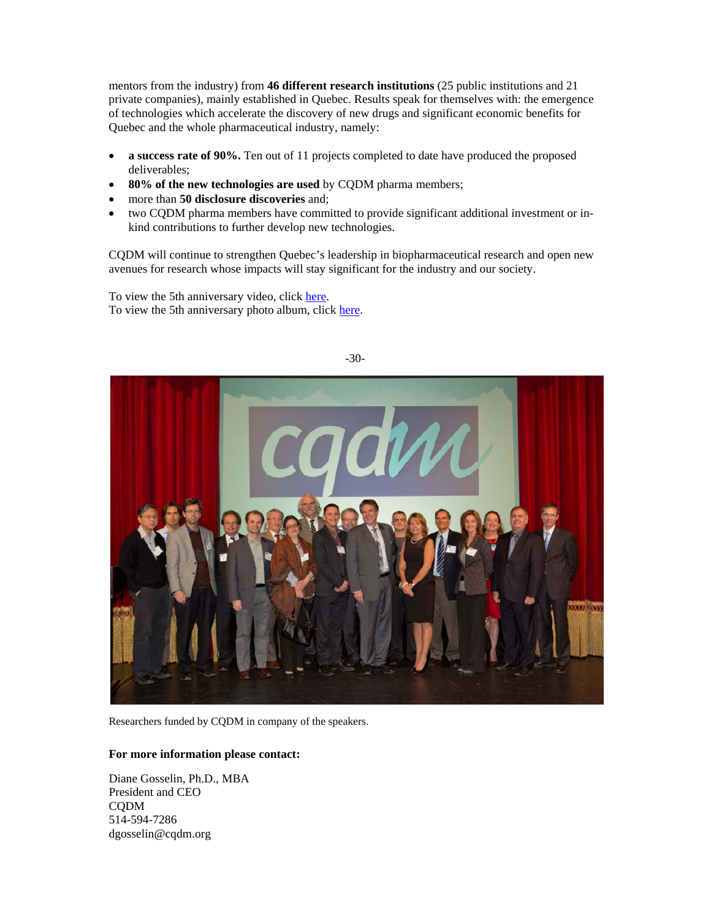mentors from the industry) from **46 different research institutions** (25 public institutions and 21 private companies), mainly established in Quebec. Results speak for themselves with: the emergence of technologies which accelerate the discovery of new drugs and significant economic benefits for Quebec and the whole pharmaceutical industry, namely:

- **a success rate of 90%.** Ten out of 11 projects completed to date have produced the proposed deliverables;
- **80% of the new technologies are used** by CQDM pharma members;
- more than **50 disclosure discoveries** and;
- two CQDM pharma members have committed to provide significant additional investment or in-kind contributions to further develop new technologies.

CQDM will continue to strengthen Quebec's leadership in biopharmaceutical research and open new avenues for research whose impacts will stay significant for the industry and our society.

To view the 5th anniversary video, click here.
To view the 5th anniversary photo album, click here.

-30-

Researchers funded by CQDM in company of the speakers.

**For more information please contact:**

Diane Gosselin, Ph.D., MBA
President and CEO
CQDM
514-594-7286
dgosselin@cqdm.org